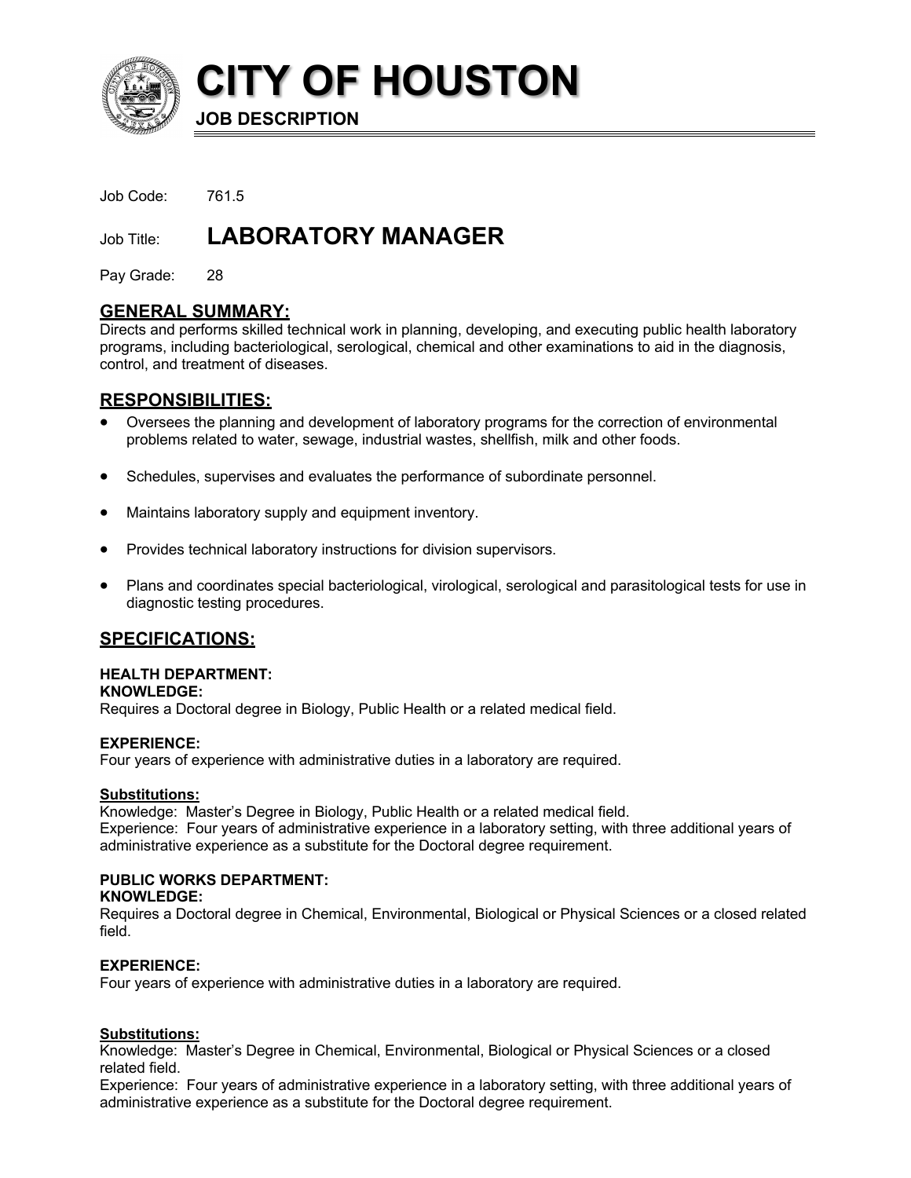# CITY OF HOUSTON

**JOB DESCRIPTION**

Job Code: 761.5

Job Title: **LABORATORY MANAGER**

Pay Grade: 28

## GENERAL SUMMARY:

Directs and performs skilled technical work in planning, developing, and executing public health laboratory programs, including bacteriological, serological, chemical and other examinations to aid in the diagnosis, control, and treatment of diseases.

## RESPONSIBILITIES:

- Oversees the planning and development of laboratory programs for the correction of environmental problems related to water, sewage, industrial wastes, shellfish, milk and other foods.
- Schedules, supervises and evaluates the performance of subordinate personnel.
- Maintains laboratory supply and equipment inventory.
- Provides technical laboratory instructions for division supervisors.
- Plans and coordinates special bacteriological, virological, serological and parasitological tests for use in diagnostic testing procedures.

## SPECIFICATIONS:

**HEALTH DEPARTMENT:**
**KNOWLEDGE:**
Requires a Doctoral degree in Biology, Public Health or a related medical field.

**EXPERIENCE:**
Four years of experience with administrative duties in a laboratory are required.

**Substitutions:**
Knowledge: Master's Degree in Biology, Public Health or a related medical field.
Experience: Four years of administrative experience in a laboratory setting, with three additional years of administrative experience as a substitute for the Doctoral degree requirement.

**PUBLIC WORKS DEPARTMENT:**
**KNOWLEDGE:**
Requires a Doctoral degree in Chemical, Environmental, Biological or Physical Sciences or a closed related field.

**EXPERIENCE:**
Four years of experience with administrative duties in a laboratory are required.

**Substitutions:**
Knowledge: Master's Degree in Chemical, Environmental, Biological or Physical Sciences or a closed related field.
Experience: Four years of administrative experience in a laboratory setting, with three additional years of administrative experience as a substitute for the Doctoral degree requirement.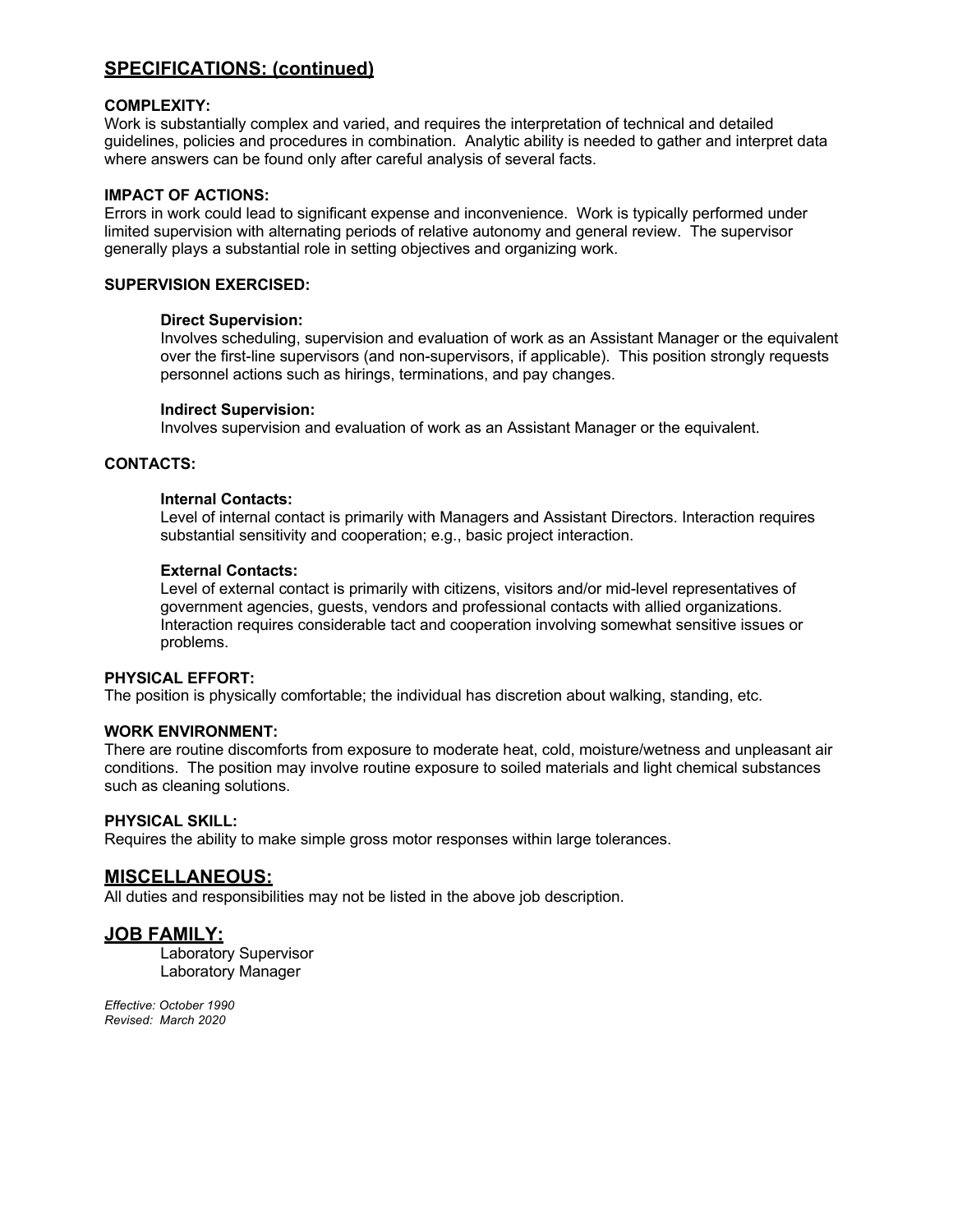## SPECIFICATIONS: (continued)

**COMPLEXITY:**
Work is substantially complex and varied, and requires the interpretation of technical and detailed guidelines, policies and procedures in combination. Analytic ability is needed to gather and interpret data where answers can be found only after careful analysis of several facts.

**IMPACT OF ACTIONS:**
Errors in work could lead to significant expense and inconvenience. Work is typically performed under limited supervision with alternating periods of relative autonomy and general review. The supervisor generally plays a substantial role in setting objectives and organizing work.

**SUPERVISION EXERCISED:**

**Direct Supervision:**
Involves scheduling, supervision and evaluation of work as an Assistant Manager or the equivalent over the first-line supervisors (and non-supervisors, if applicable). This position strongly requests personnel actions such as hirings, terminations, and pay changes.

**Indirect Supervision:**
Involves supervision and evaluation of work as an Assistant Manager or the equivalent.

**CONTACTS:**

**Internal Contacts:**
Level of internal contact is primarily with Managers and Assistant Directors. Interaction requires substantial sensitivity and cooperation; e.g., basic project interaction.

**External Contacts:**
Level of external contact is primarily with citizens, visitors and/or mid-level representatives of government agencies, guests, vendors and professional contacts with allied organizations. Interaction requires considerable tact and cooperation involving somewhat sensitive issues or problems.

**PHYSICAL EFFORT:**
The position is physically comfortable; the individual has discretion about walking, standing, etc.

**WORK ENVIRONMENT:**
There are routine discomforts from exposure to moderate heat, cold, moisture/wetness and unpleasant air conditions. The position may involve routine exposure to soiled materials and light chemical substances such as cleaning solutions.

**PHYSICAL SKILL:**
Requires the ability to make simple gross motor responses within large tolerances.

## MISCELLANEOUS:
All duties and responsibilities may not be listed in the above job description.

## JOB FAMILY:
Laboratory Supervisor
Laboratory Manager

*Effective: October 1990*
*Revised: March 2020*